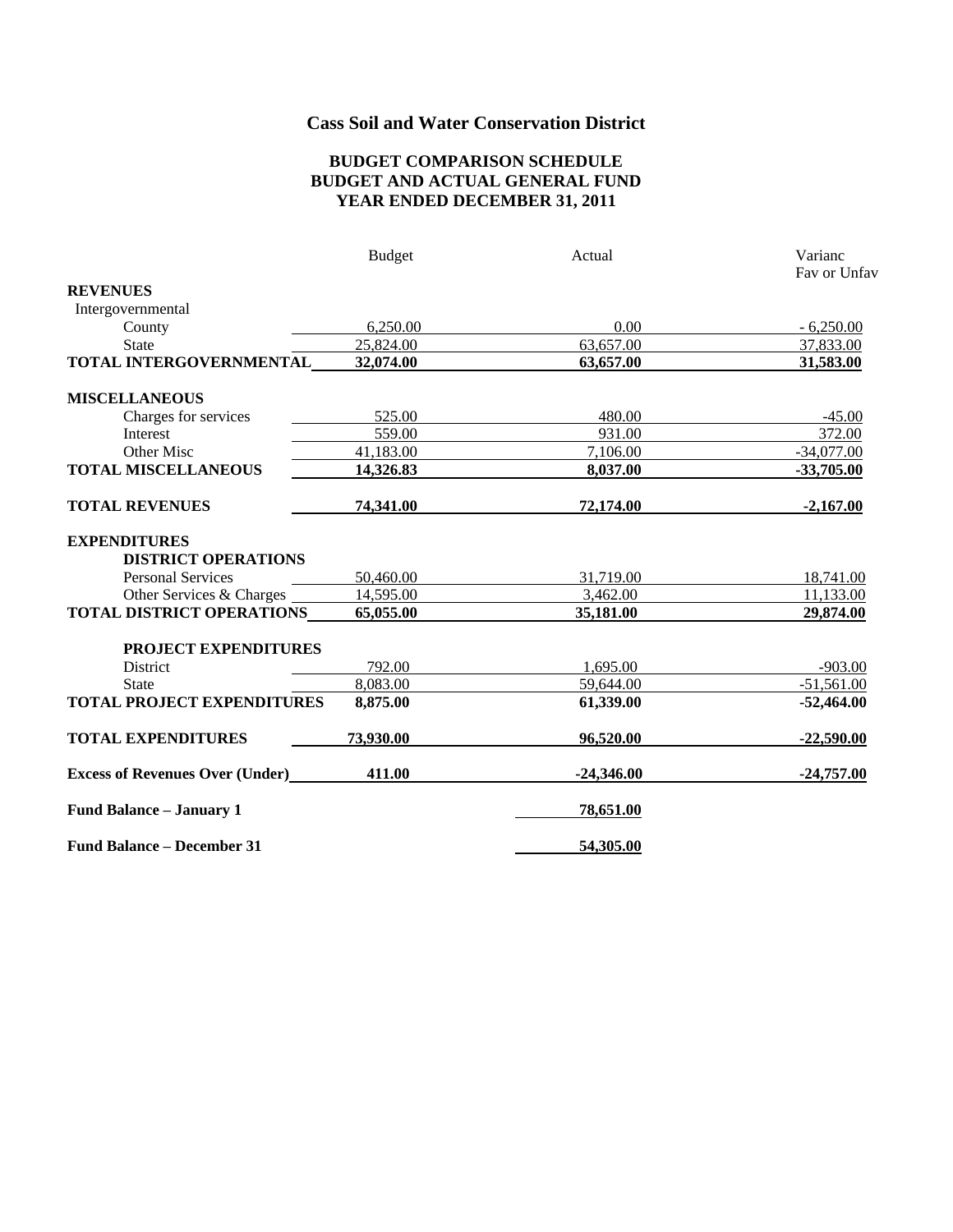# Cass Soil and Water Conservation District

## BUDGET COMPARISON SCHEDULE
## BUDGET AND ACTUAL GENERAL FUND
## YEAR ENDED DECEMBER 31, 2011

| | Budget | Actual | Varianc Fav or Unfav |
|---|---|---|---|
| **REVENUES** | | | |
| Intergovernmental | | | |
| County | 6,250.00 | 0.00 | - 6,250.00 |
| State | 25,824.00 | 63,657.00 | 37,833.00 |
| **TOTAL INTERGOVERNMENTAL** | **32,074.00** | **63,657.00** | **31,583.00** |
| **MISCELLANEOUS** | | | |
| Charges for services | 525.00 | 480.00 | -45.00 |
| Interest | 559.00 | 931.00 | 372.00 |
| Other Misc | 41,183.00 | 7,106.00 | -34,077.00 |
| **TOTAL MISCELLANEOUS** | **14,326.83** | **8,037.00** | **-33,705.00** |
| **TOTAL REVENUES** | **74,341.00** | **72,174.00** | **-2,167.00** |
| **EXPENDITURES** | | | |
| **DISTRICT OPERATIONS** | | | |
| Personal Services | 50,460.00 | 31,719.00 | 18,741.00 |
| Other Services & Charges | 14,595.00 | 3,462.00 | 11,133.00 |
| **TOTAL DISTRICT OPERATIONS** | **65,055.00** | **35,181.00** | **29,874.00** |
| **PROJECT EXPENDITURES** | | | |
| District | 792.00 | 1,695.00 | -903.00 |
| State | 8,083.00 | 59,644.00 | -51,561.00 |
| **TOTAL PROJECT EXPENDITURES** | **8,875.00** | **61,339.00** | **-52,464.00** |
| **TOTAL EXPENDITURES** | **73,930.00** | **96,520.00** | **-22,590.00** |
| **Excess of Revenues Over (Under)** | **411.00** | **-24,346.00** | **-24,757.00** |
| **Fund Balance – January 1** | | **78,651.00** | |
| **Fund Balance – December 31** | | **54,305.00** | |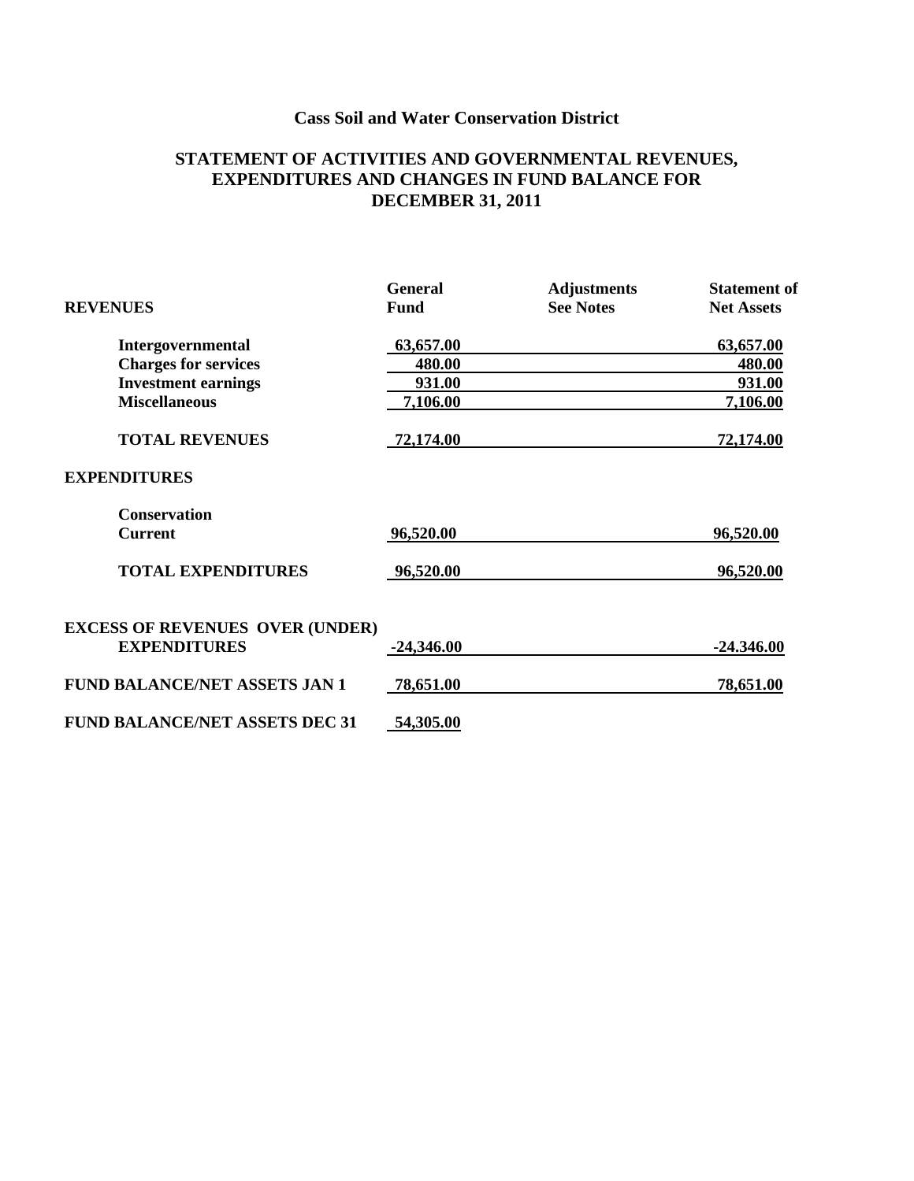# Cass Soil and Water Conservation District

## STATEMENT OF ACTIVITIES AND GOVERNMENTAL REVENUES, EXPENDITURES AND CHANGES IN FUND BALANCE FOR DECEMBER 31, 2011

| REVENUES | General Fund | Adjustments See Notes | Statement of Net Assets |
|---|---|---|---|
| Intergovernmental | 63,657.00 | | 63,657.00 |
| Charges for services | 480.00 | | 480.00 |
| Investment earnings | 931.00 | | 931.00 |
| Miscellaneous | 7,106.00 | | 7,106.00 |
| TOTAL REVENUES | 72,174.00 | | 72,174.00 |
| **EXPENDITURES** | | | |
| Conservation Current | 96,520.00 | | 96,520.00 |
| TOTAL EXPENDITURES | 96,520.00 | | 96,520.00 |
| EXCESS OF REVENUES OVER (UNDER) EXPENDITURES | -24,346.00 | | -24.346.00 |
| FUND BALANCE/NET ASSETS JAN 1 | 78,651.00 | | 78,651.00 |
| FUND BALANCE/NET ASSETS DEC 31 | 54,305.00 | | |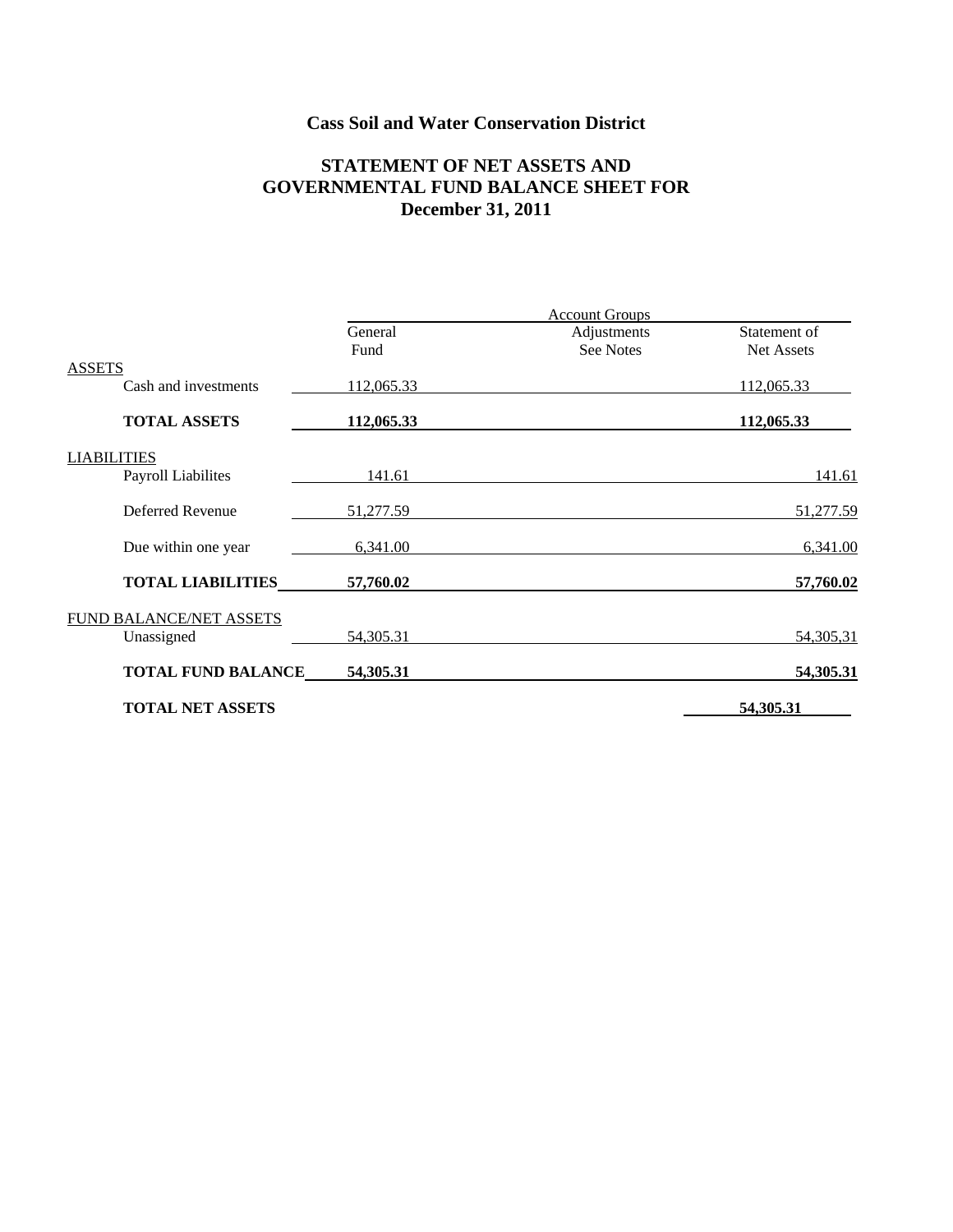**Cass Soil and Water Conservation District**

**STATEMENT OF NET ASSETS AND GOVERNMENTAL FUND BALANCE SHEET FOR December 31, 2011**

| | Account Groups | | |
|---|---|---|---|
| | General Fund | Adjustments See Notes | Statement of Net Assets |
| ASSETS | | | |
| Cash and investments | 112,065.33 | | 112,065.33 |
| **TOTAL ASSETS** | **112,065.33** | | **112,065.33** |
| LIABILITIES | | | |
| Payroll Liabilites | 141.61 | | 141.61 |
| Deferred Revenue | 51,277.59 | | 51,277.59 |
| Due within one year | 6,341.00 | | 6,341.00 |
| **TOTAL LIABILITIES** | **57,760.02** | | **57,760.02** |
| FUND BALANCE/NET ASSETS | | | |
| Unassigned | 54,305.31 | | 54,305,31 |
| **TOTAL FUND BALANCE** | **54,305.31** | | **54,305.31** |
| **TOTAL NET ASSETS** | | | **54,305.31** |